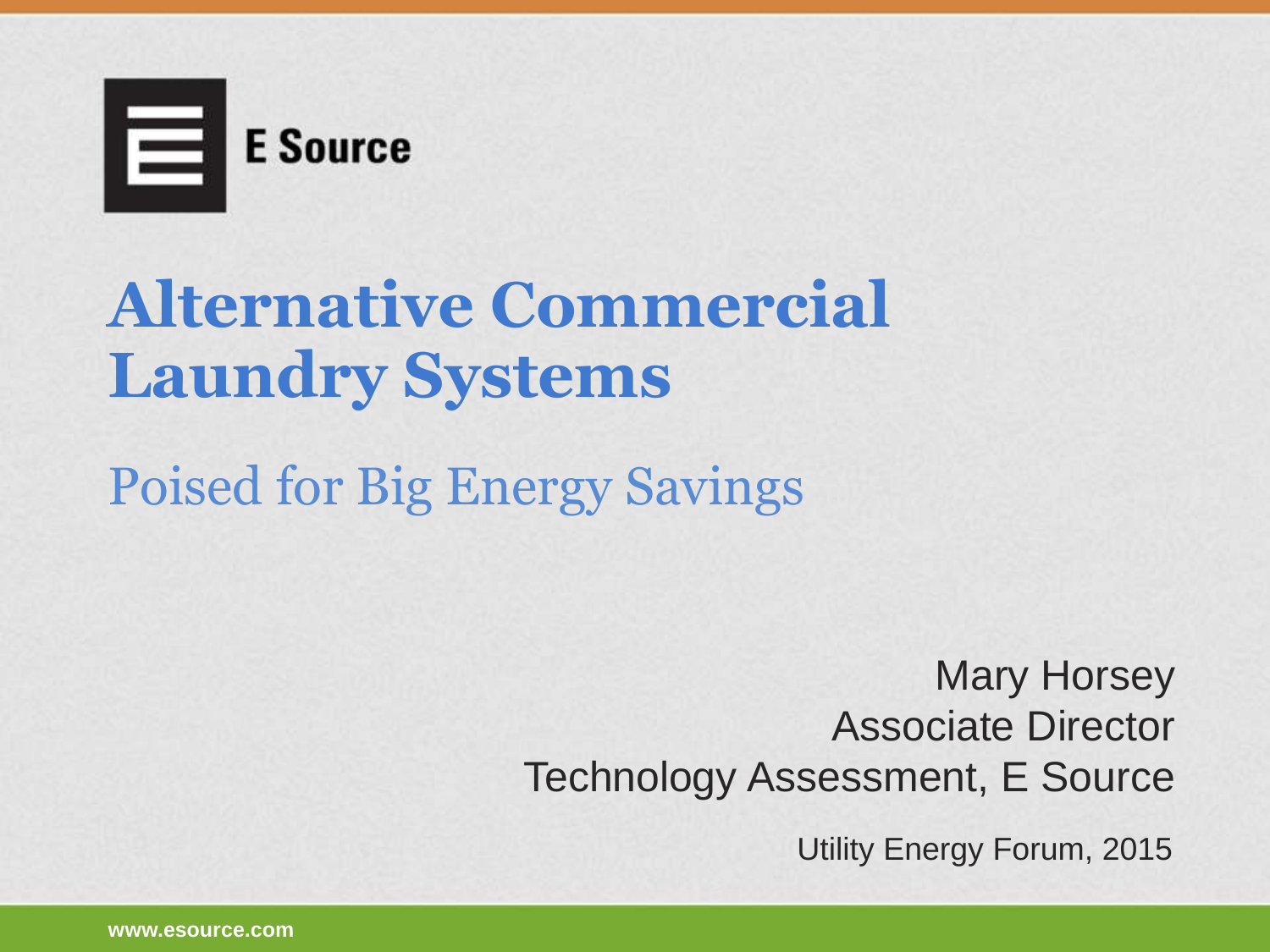E Source

# Alternative Commercial Laundry Systems

## Poised for Big Energy Savings

Mary Horsey
Associate Director
Technology Assessment, E Source

Utility Energy Forum, 2015

www.esource.com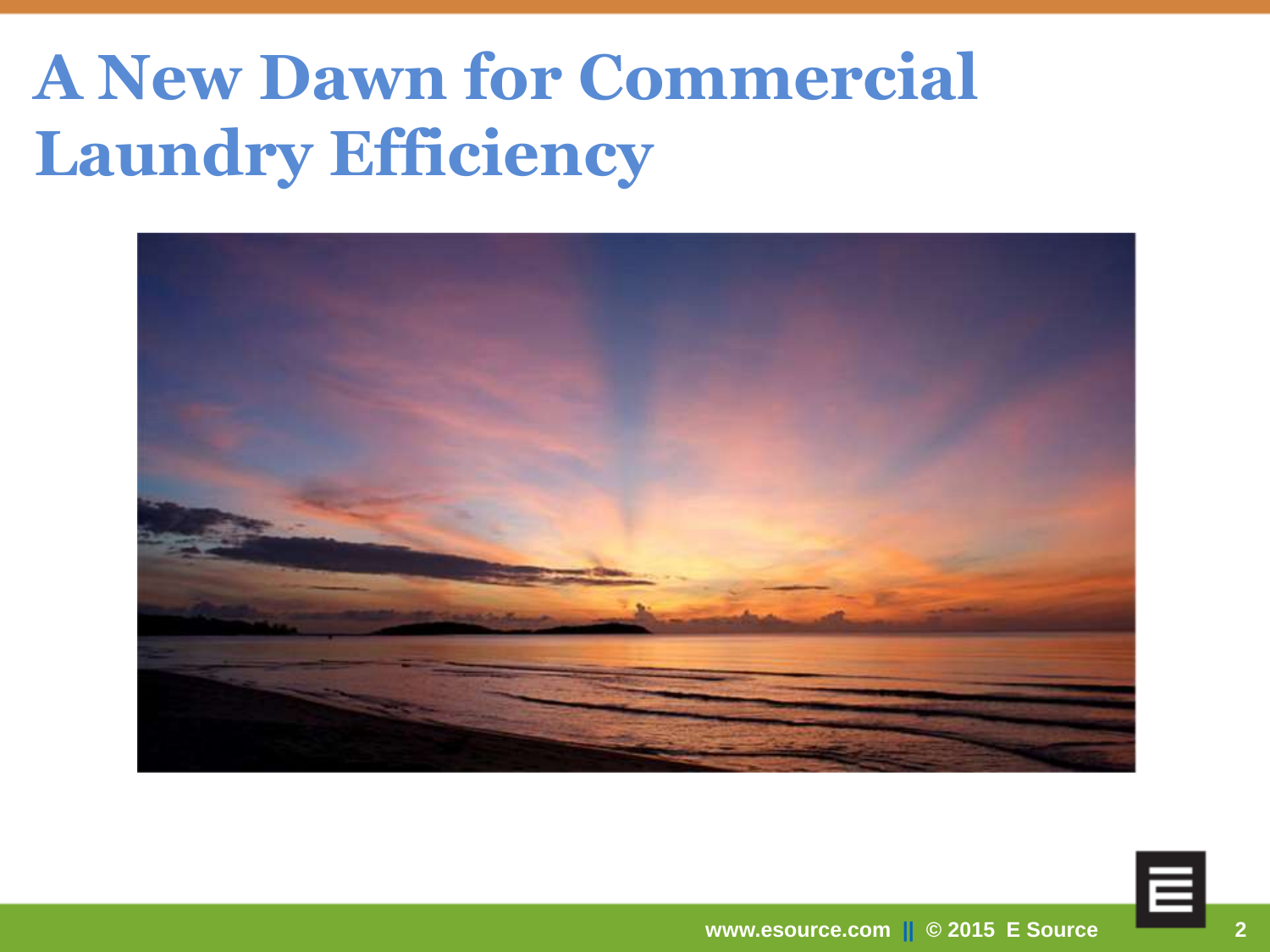# A New Dawn for Commercial Laundry Efficiency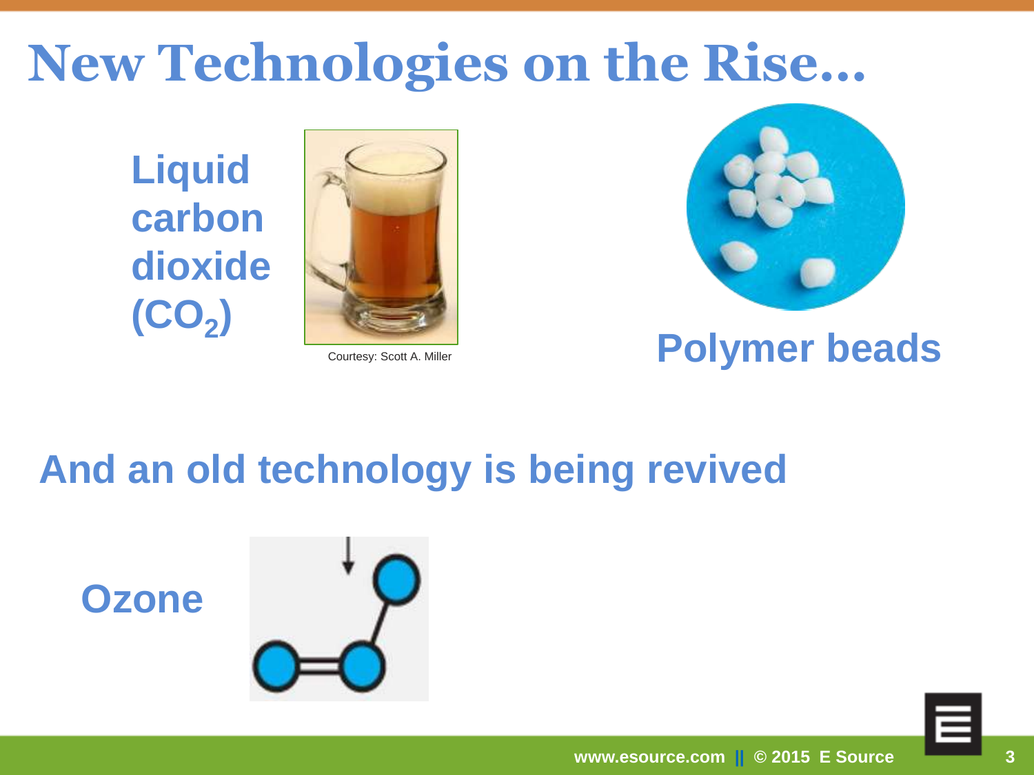# New Technologies on the Rise…

Liquid carbon dioxide ($CO_2$)

Courtesy: Scott A. Miller

Polymer beads

## And an old technology is being revived

Ozone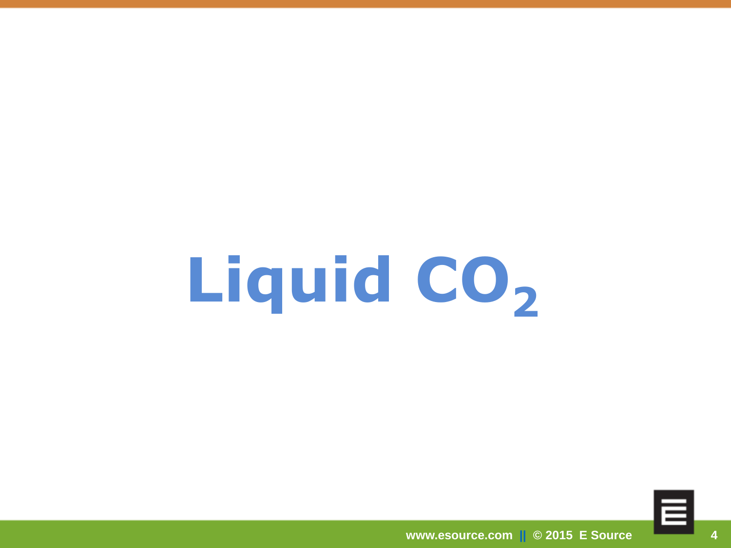# Liquid $CO_2$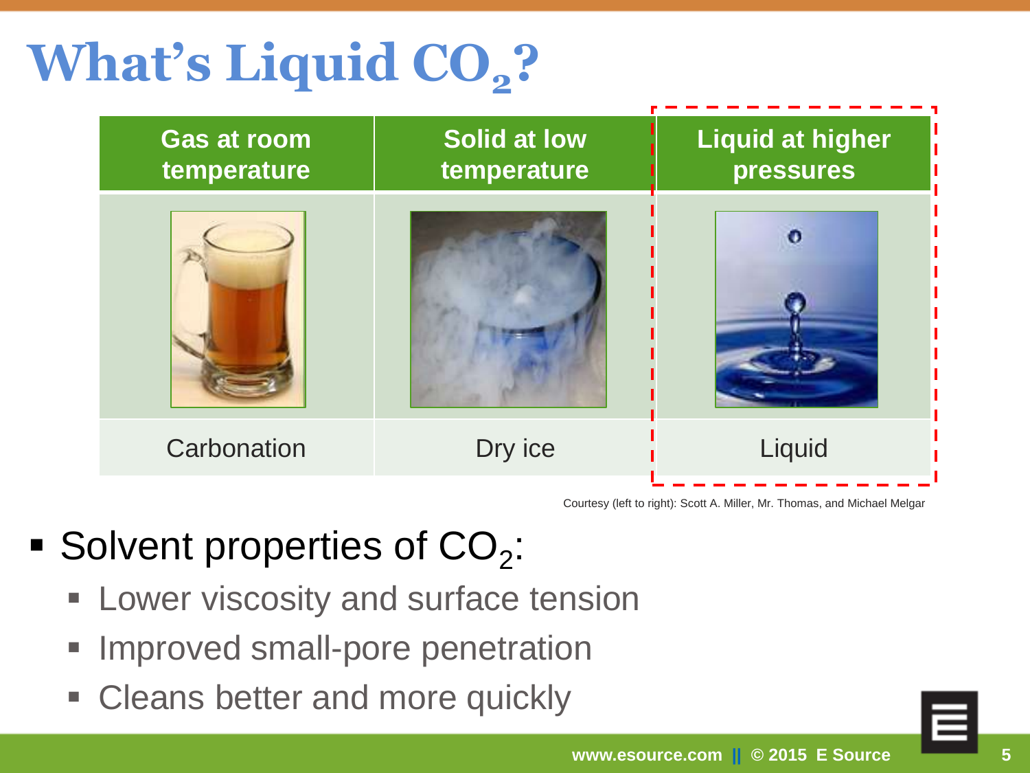# What's Liquid $CO_2$?

| Gas at room temperature | Solid at low temperature | Liquid at higher pressures |
|---|---|---|
| Carbonation | Dry ice | Liquid |

Courtesy (left to right): Scott A. Miller, Mr. Thomas, and Michael Melgar

- Solvent properties of $CO_2$:
  - Lower viscosity and surface tension
  - Improved small-pore penetration
  - Cleans better and more quickly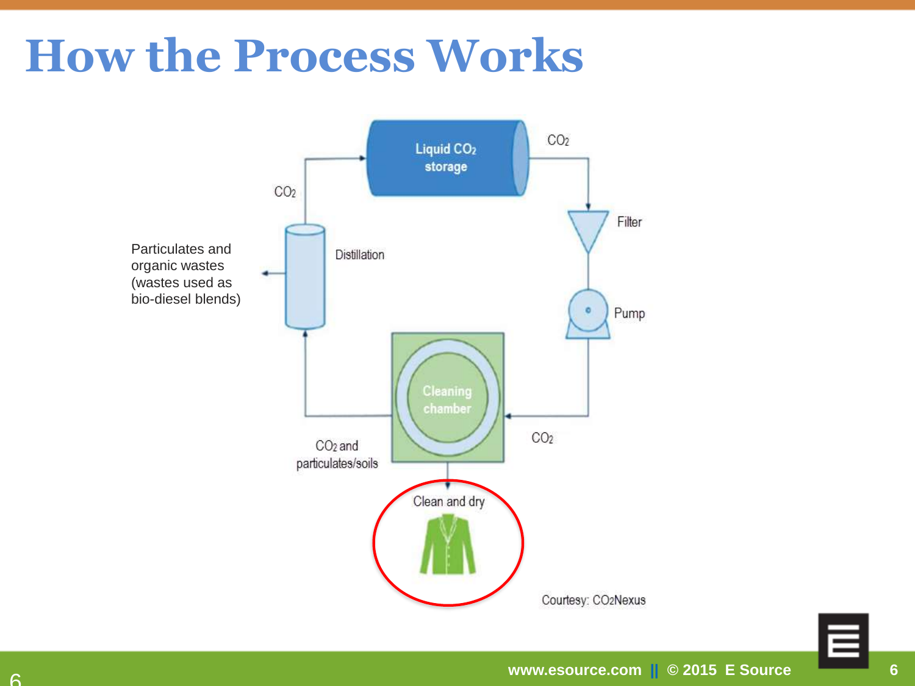# How the Process Works

Liquid $CO_2$ storage

$CO_2$

Filter

Pump

$CO_2$

Cleaning chamber

$CO_2$ and particulates/soils

Distillation

$CO_2$

Particulates and organic wastes (wastes used as bio-diesel blends)

Clean and dry

Courtesy: CO2Nexus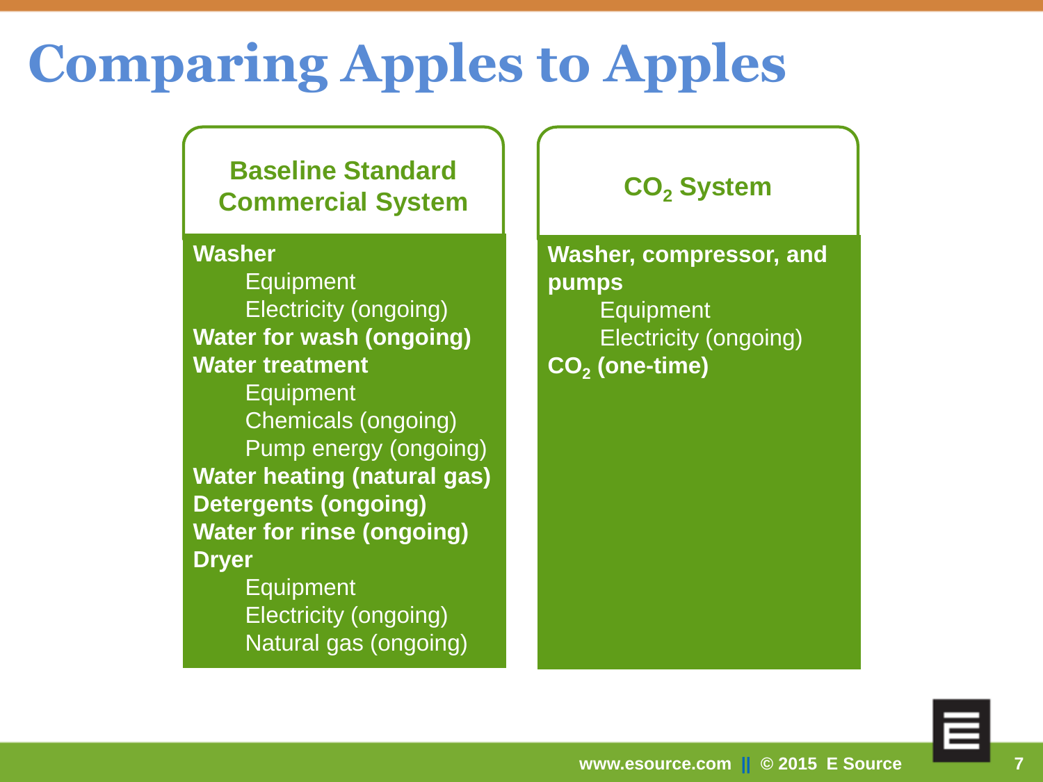# Comparing Apples to Apples

## Baseline Standard Commercial System

**Washer**
- Equipment
- Electricity (ongoing)

**Water for wash (ongoing)**

**Water treatment**
- Equipment
- Chemicals (ongoing)
- Pump energy (ongoing)

**Water heating (natural gas)**

**Detergents (ongoing)**

**Water for rinse (ongoing)**

**Dryer**
- Equipment
- Electricity (ongoing)
- Natural gas (ongoing)

## $CO_2$ System

**Washer, compressor, and pumps**
- Equipment
- Electricity (ongoing)

**$CO_2$ (one-time)**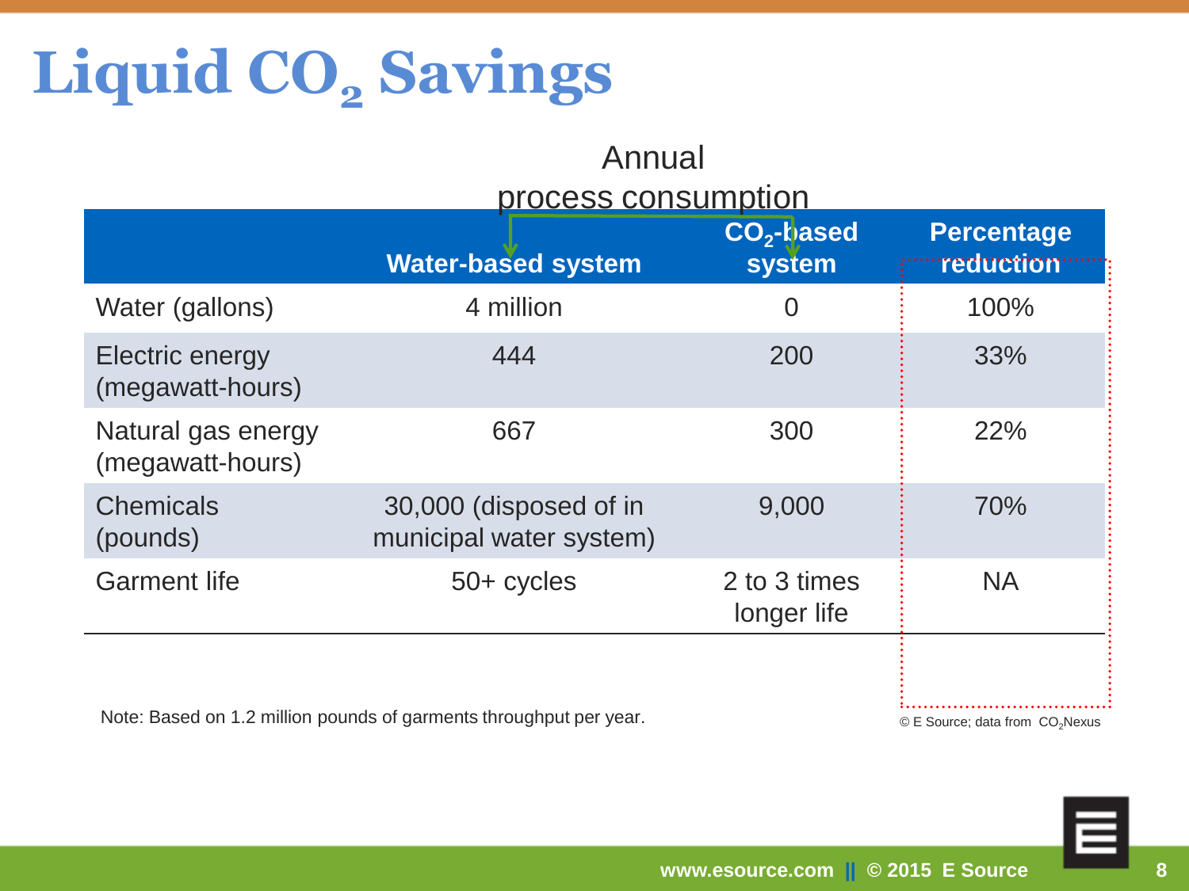# Liquid $CO_2$ Savings

| | Annual process consumption | | |
|---|---|---|---|
| | Water-based system | $CO_2$-based system | Percentage reduction |
| Water (gallons) | 4 million | 0 | 100% |
| Electric energy (megawatt-hours) | 444 | 200 | 33% |
| Natural gas energy (megawatt-hours) | 667 | 300 | 22% |
| Chemicals (pounds) | 30,000 (disposed of in municipal water system) | 9,000 | 70% |
| Garment life | 50+ cycles | 2 to 3 times longer life | NA |

Note: Based on 1.2 million pounds of garments throughput per year.

© E Source; data from $CO_2$Nexus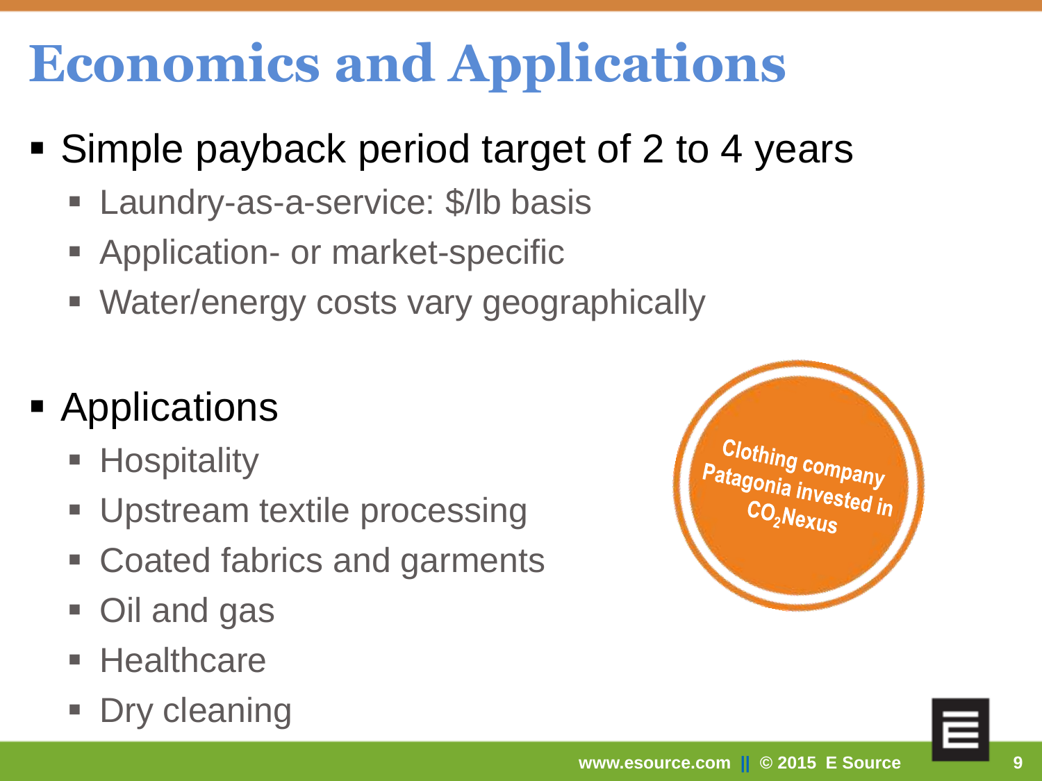# Economics and Applications

- Simple payback period target of 2 to 4 years
  - Laundry-as-a-service: $/lb basis
  - Application- or market-specific
  - Water/energy costs vary geographically

- Applications
  - Hospitality
  - Upstream textile processing
  - Coated fabrics and garments
  - Oil and gas
  - Healthcare
  - Dry cleaning

Clothing company Patagonia invested in $CO_2$Nexus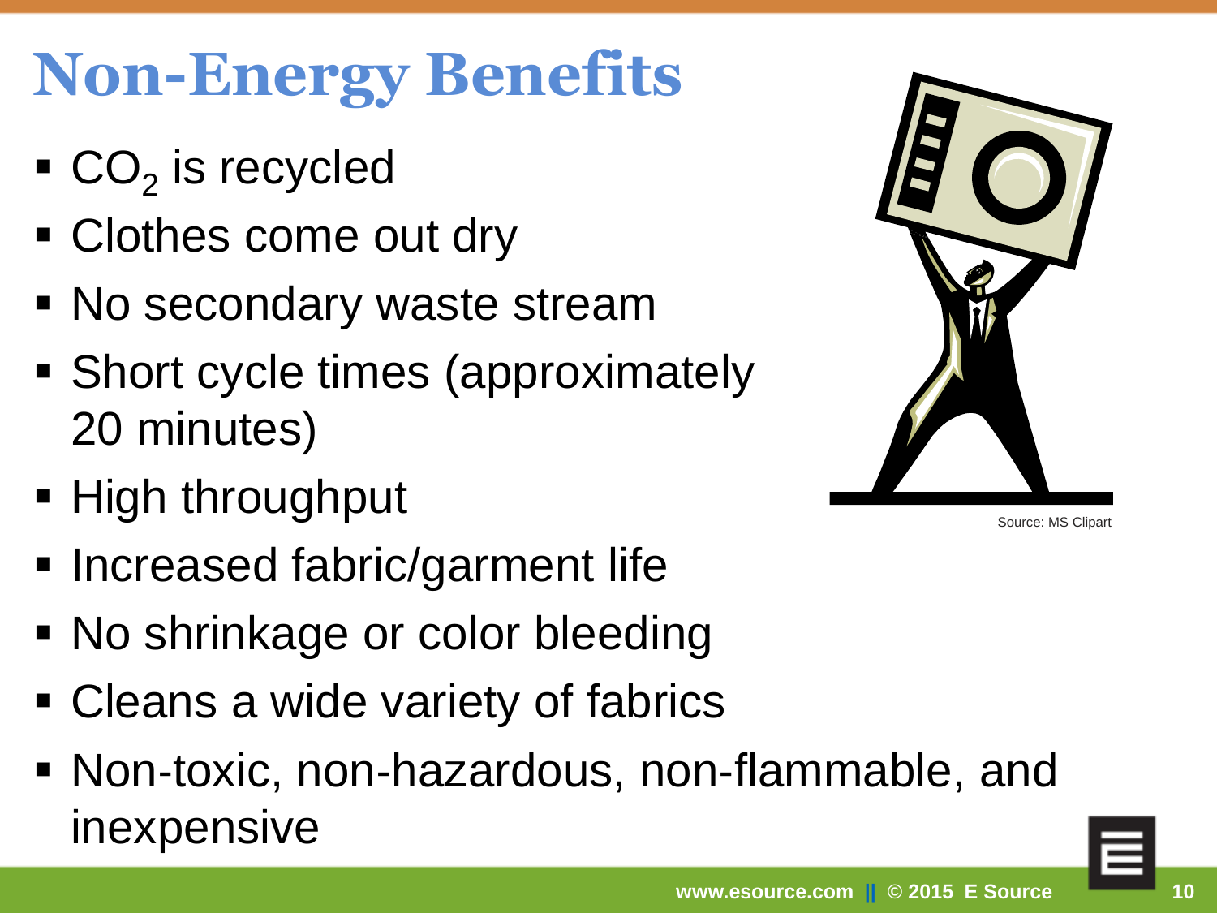# Non-Energy Benefits

- $CO_2$ is recycled
- Clothes come out dry
- No secondary waste stream
- Short cycle times (approximately 20 minutes)
- High throughput
- Increased fabric/garment life
- No shrinkage or color bleeding
- Cleans a wide variety of fabrics
- Non-toxic, non-hazardous, non-flammable, and inexpensive

Source: MS Clipart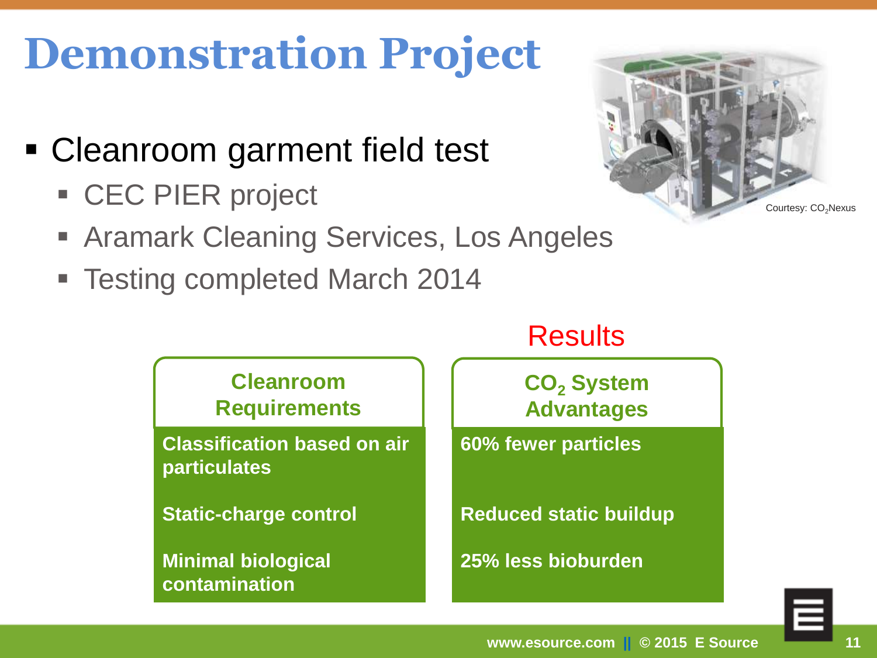# Demonstration Project

- Cleanroom garment field test
  - CEC PIER project
  - Aramark Cleaning Services, Los Angeles
  - Testing completed March 2014

Courtesy: $CO_2$Nexus

## Results

| Cleanroom Requirements | $CO_2$ System Advantages |
| --- | --- |
| **Classification based on air particulates** | **60% fewer particles** |
| **Static-charge control** | **Reduced static buildup** |
| **Minimal biological contamination** | **25% less bioburden** |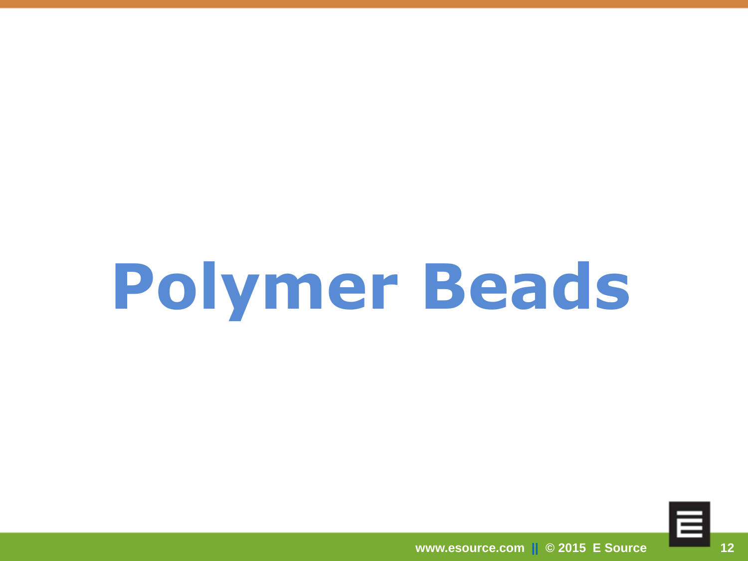# Polymer Beads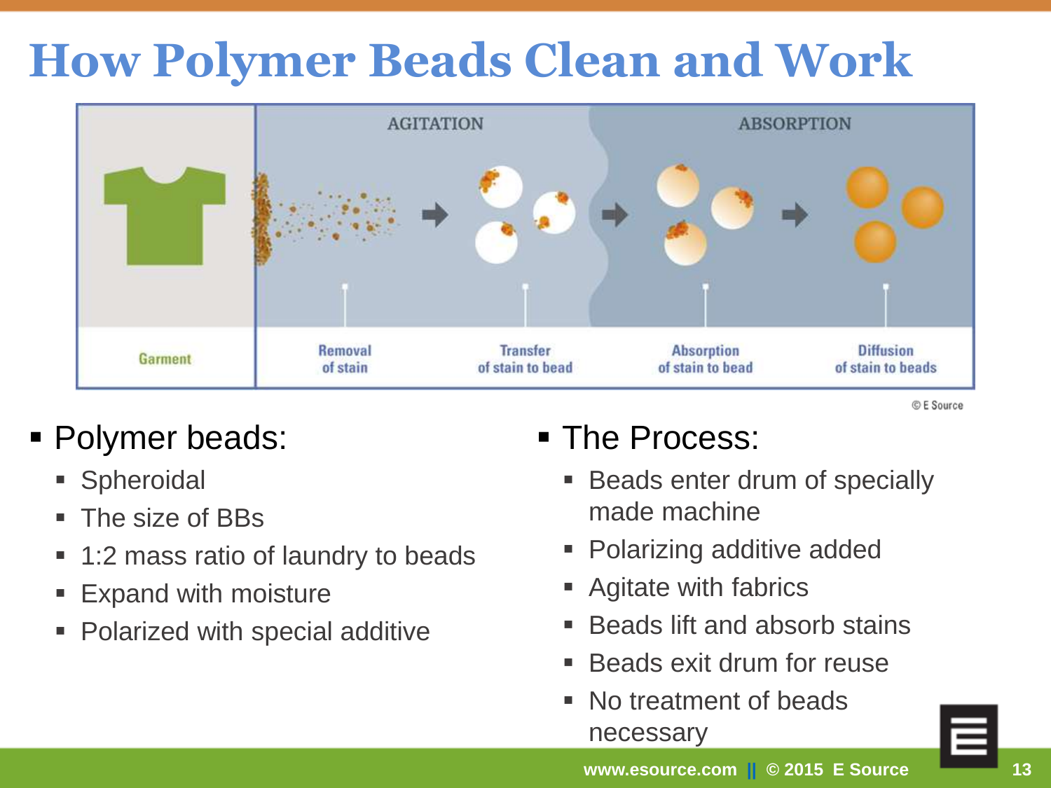# How Polymer Beads Clean and Work

| Garment | AGITATION | | ABSORPTION | |
|---|---|---|---|---|
| Garment | Removal of stain | Transfer of stain to bead | Absorption of stain to bead | Diffusion of stain to beads |

© E Source

- Polymer beads:
  - Spheroidal
  - The size of BBs
  - 1:2 mass ratio of laundry to beads
  - Expand with moisture
  - Polarized with special additive
- The Process:
  - Beads enter drum of specially made machine
  - Polarizing additive added
  - Agitate with fabrics
  - Beads lift and absorb stains
  - Beads exit drum for reuse
  - No treatment of beads necessary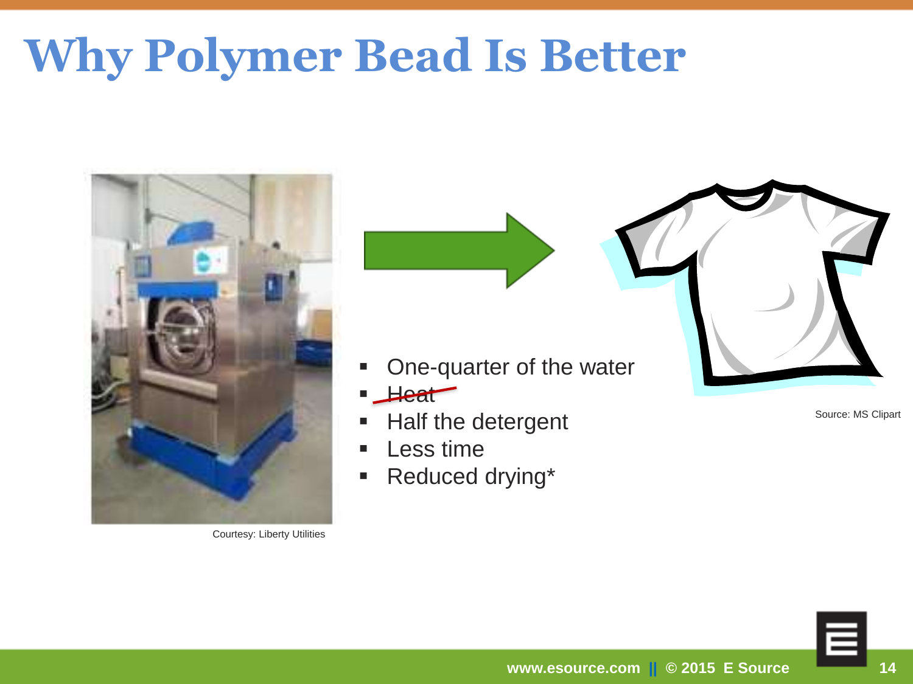# Why Polymer Bead Is Better

- One-quarter of the water
- ~~Heat~~
- Half the detergent
- Less time
- Reduced drying*

Courtesy: Liberty Utilities

Source: MS Clipart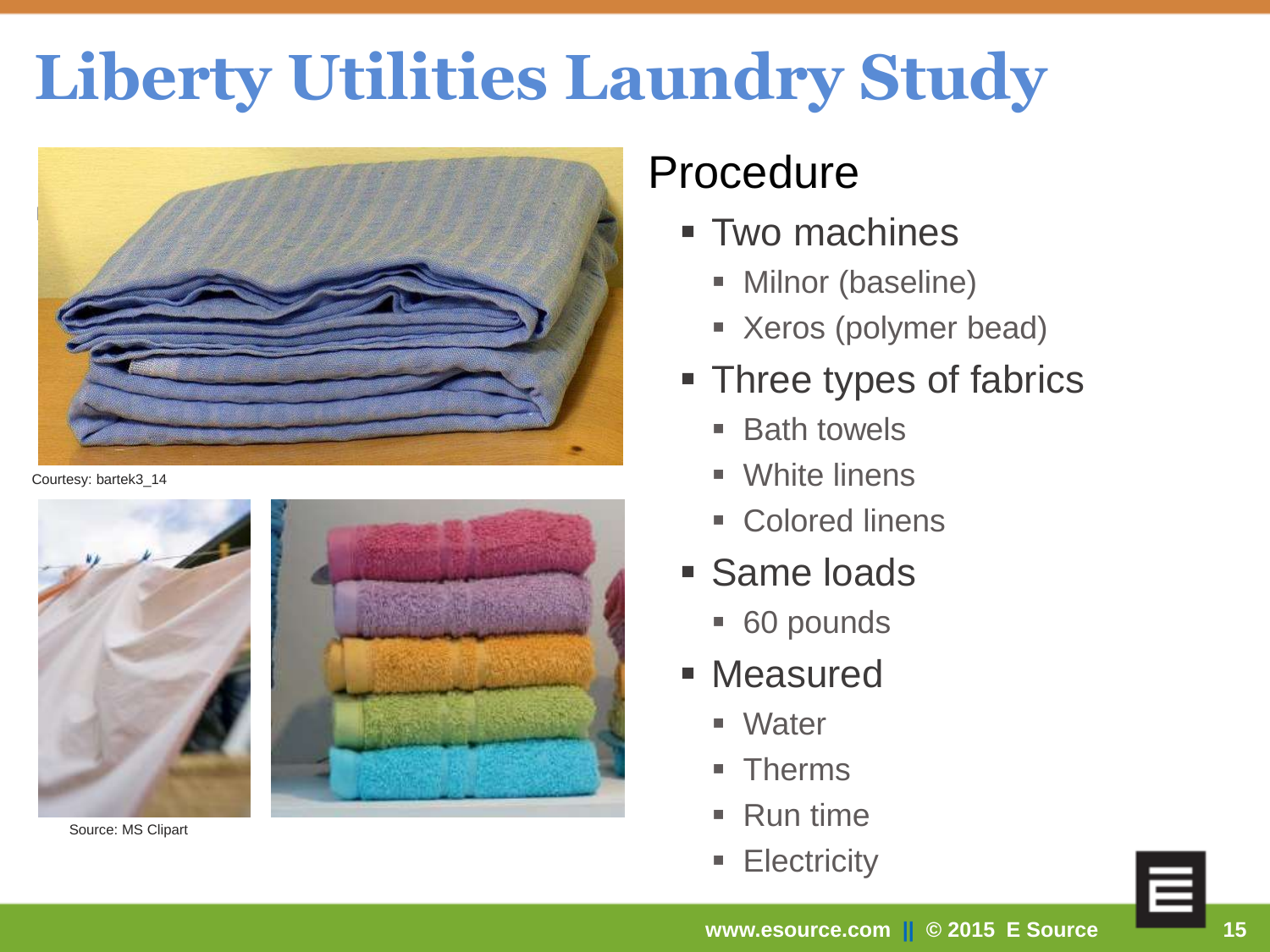# Liberty Utilities Laundry Study

Courtesy: bartek3_14

Source: MS Clipart

## Procedure

- Two machines
  - Milnor (baseline)
  - Xeros (polymer bead)
- Three types of fabrics
  - Bath towels
  - White linens
  - Colored linens
- Same loads
  - 60 pounds
- Measured
  - Water
  - Therms
  - Run time
  - Electricity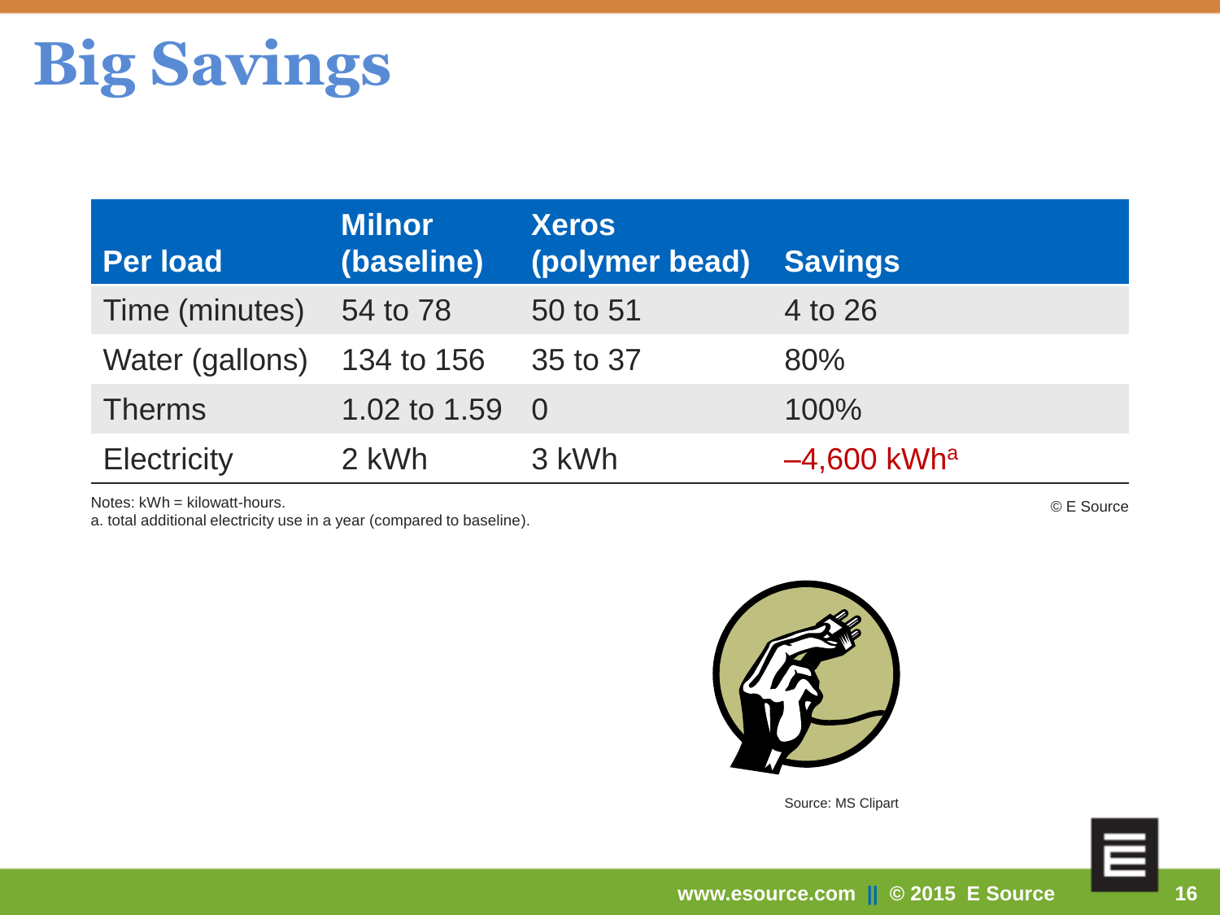# Big Savings

| Per load | Milnor (baseline) | Xeros (polymer bead) | Savings |
| --- | --- | --- | --- |
| Time (minutes) | 54 to 78 | 50 to 51 | 4 to 26 |
| Water (gallons) | 134 to 156 | 35 to 37 | 80% |
| Therms | 1.02 to 1.59 | 0 | 100% |
| Electricity | 2 kWh | 3 kWh | –4,600 kWh[a] |

Notes: kWh = kilowatt-hours.
a. total additional electricity use in a year (compared to baseline).

© E Source

Source: MS Clipart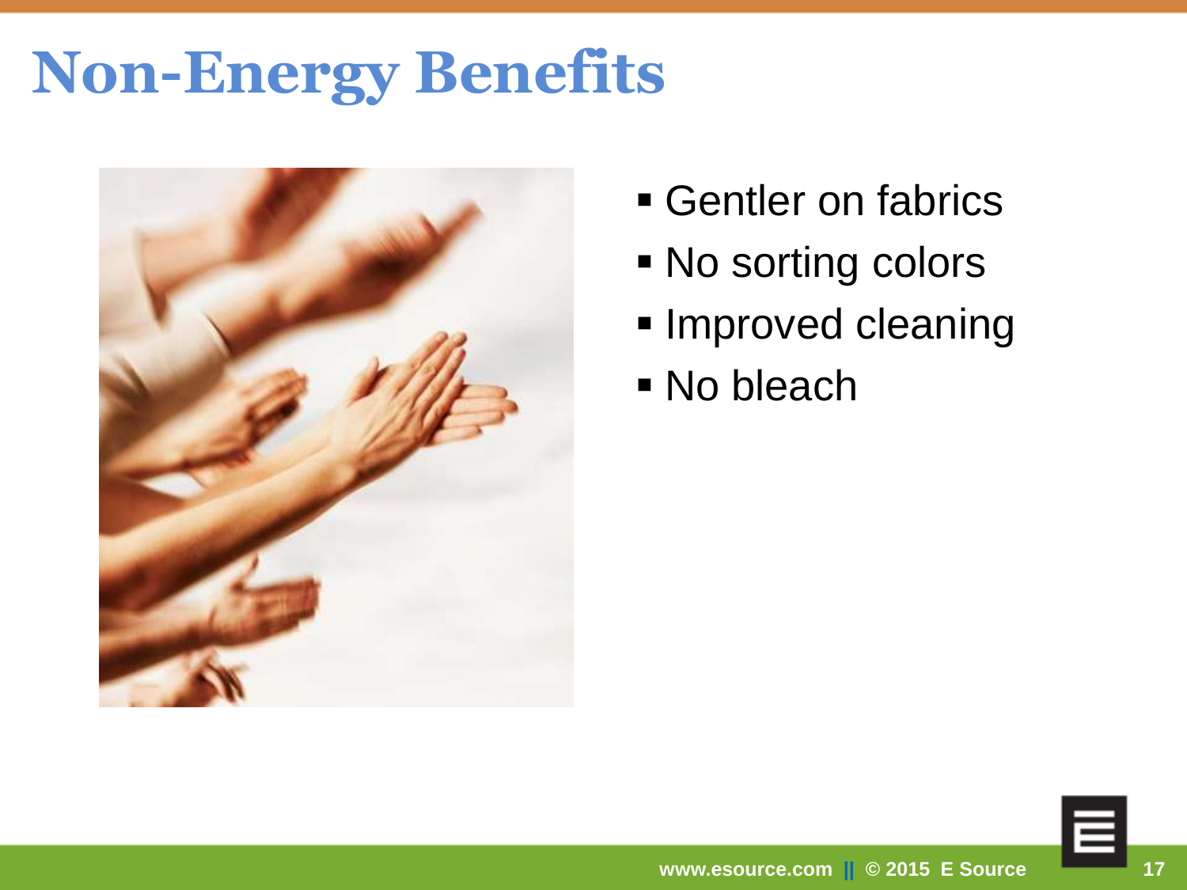# Non-Energy Benefits

- Gentler on fabrics
- No sorting colors
- Improved cleaning
- No bleach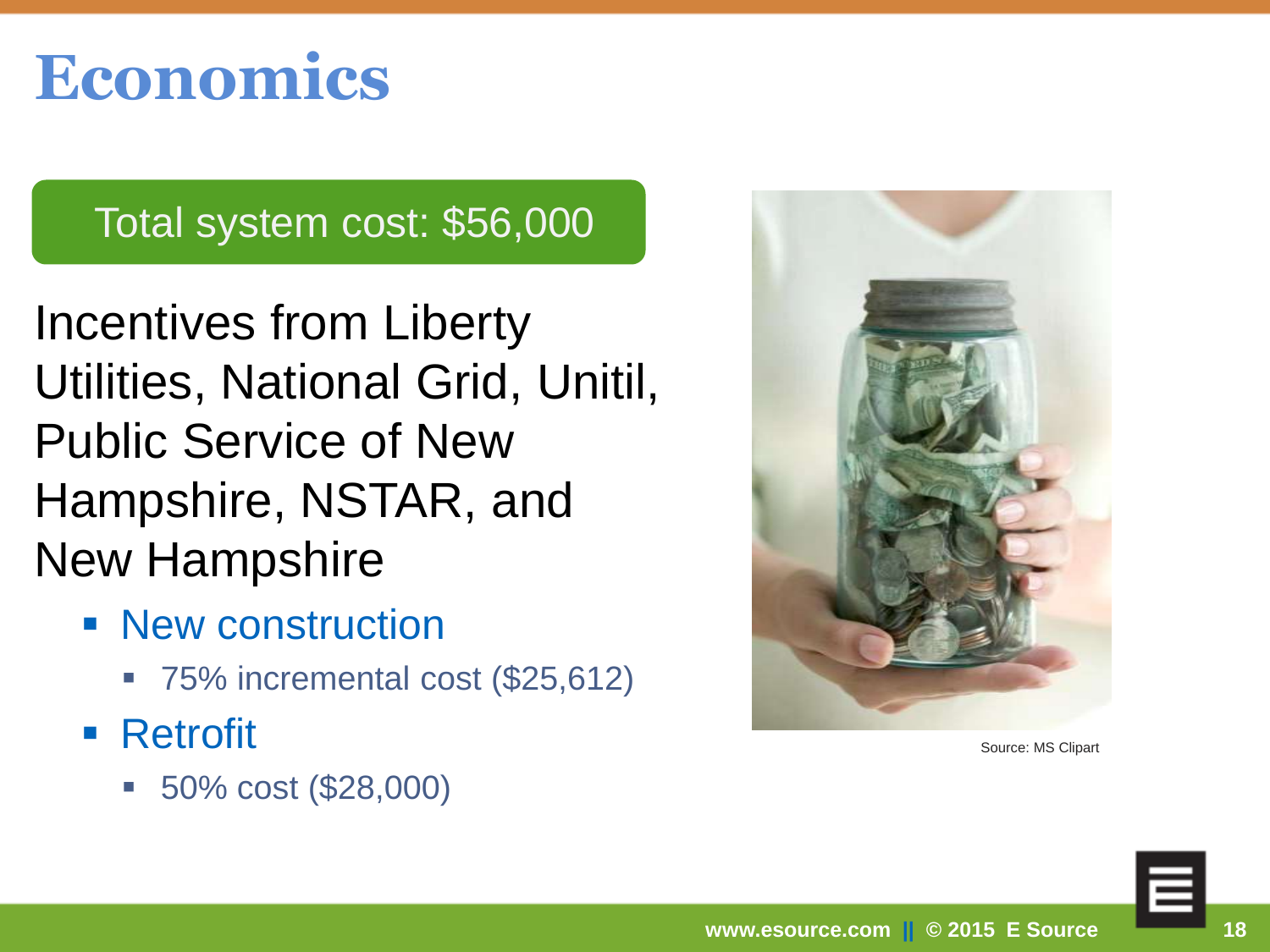# Economics

**Total system cost: $56,000**

Incentives from Liberty Utilities, National Grid, Unitil, Public Service of New Hampshire, NSTAR, and New Hampshire

- New construction
  - 75% incremental cost ($25,612)
- Retrofit
  - 50% cost ($28,000)

Source: MS Clipart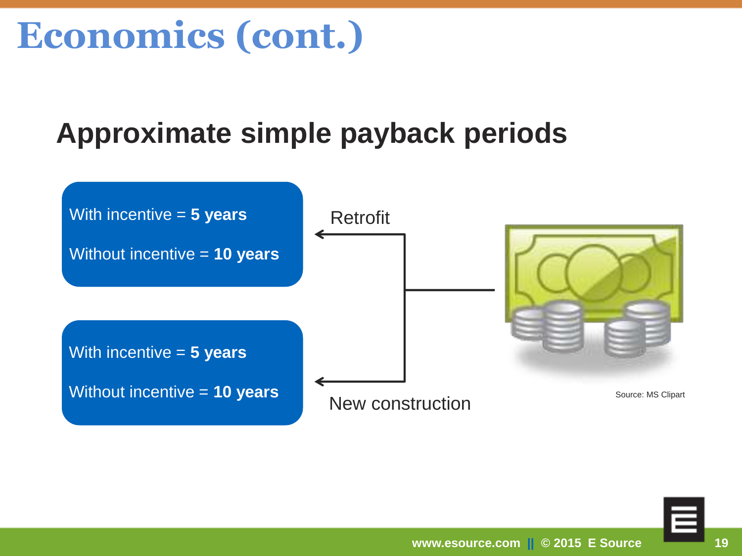# Economics (cont.)

## Approximate simple payback periods

**Retrofit**

With incentive = **5 years**

Without incentive = **10 years**

**New construction**

With incentive = **5 years**

Without incentive = **10 years**

Source: MS Clipart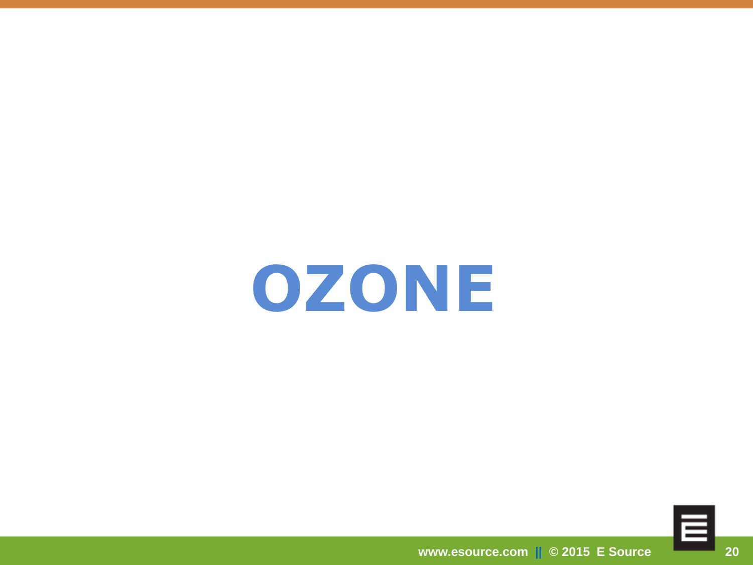# OZONE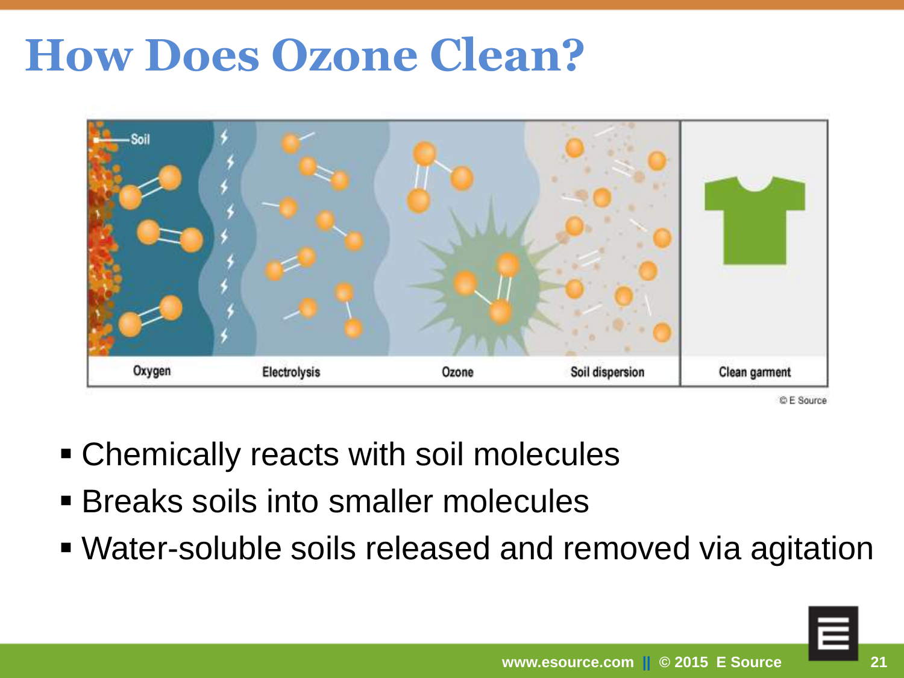# How Does Ozone Clean?

Soil

Oxygen | Electrolysis | Ozone | Soil dispersion | Clean garment

© E Source

- Chemically reacts with soil molecules
- Breaks soils into smaller molecules
- Water-soluble soils released and removed via agitation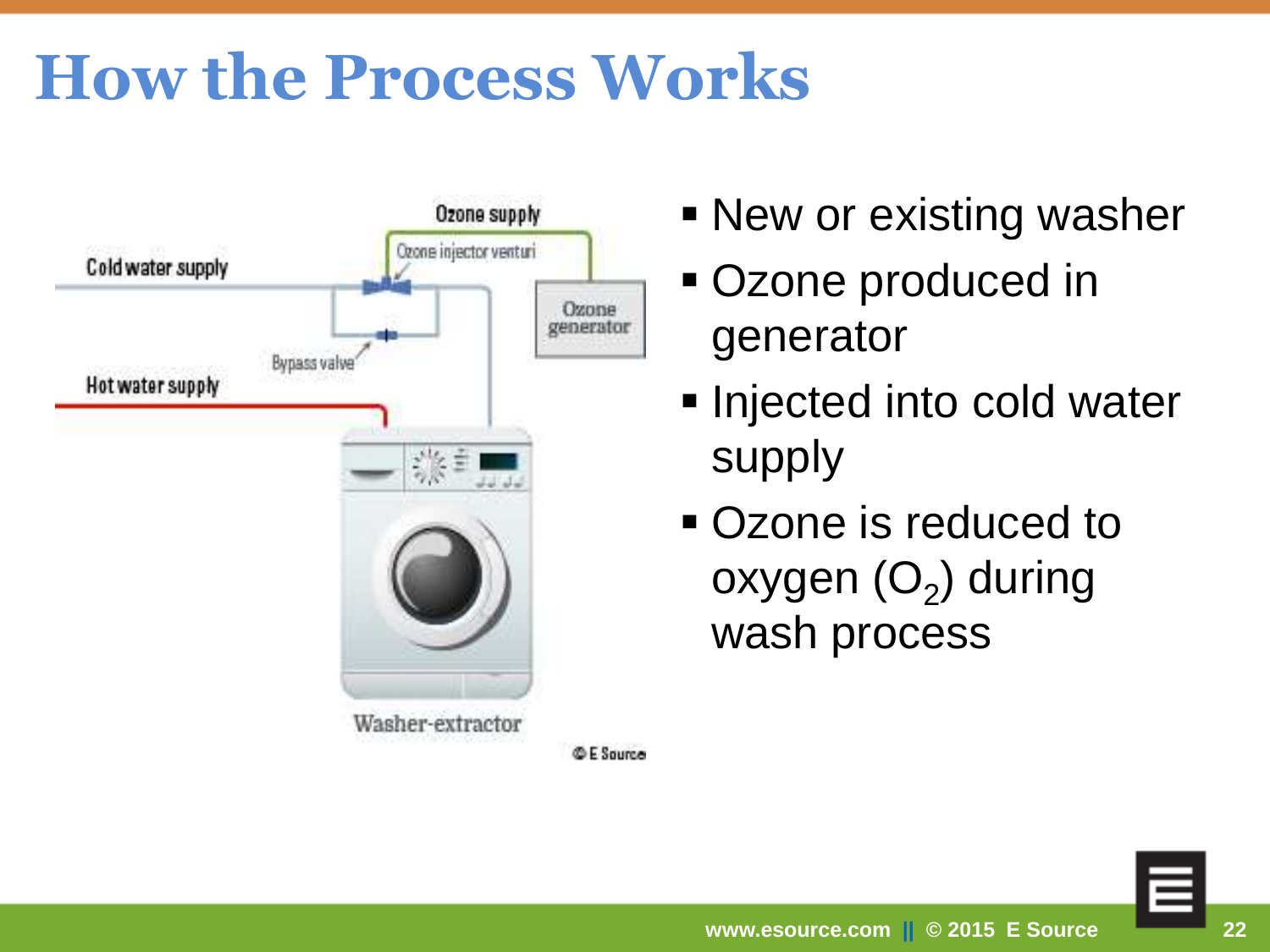# How the Process Works

Ozone supply

Ozone injector venturi

Cold water supply

Ozone generator

Bypass valve

Hot water supply

Washer-extractor

© E Source

- New or existing washer
- Ozone produced in generator
- Injected into cold water supply
- Ozone is reduced to oxygen ($O_2$) during wash process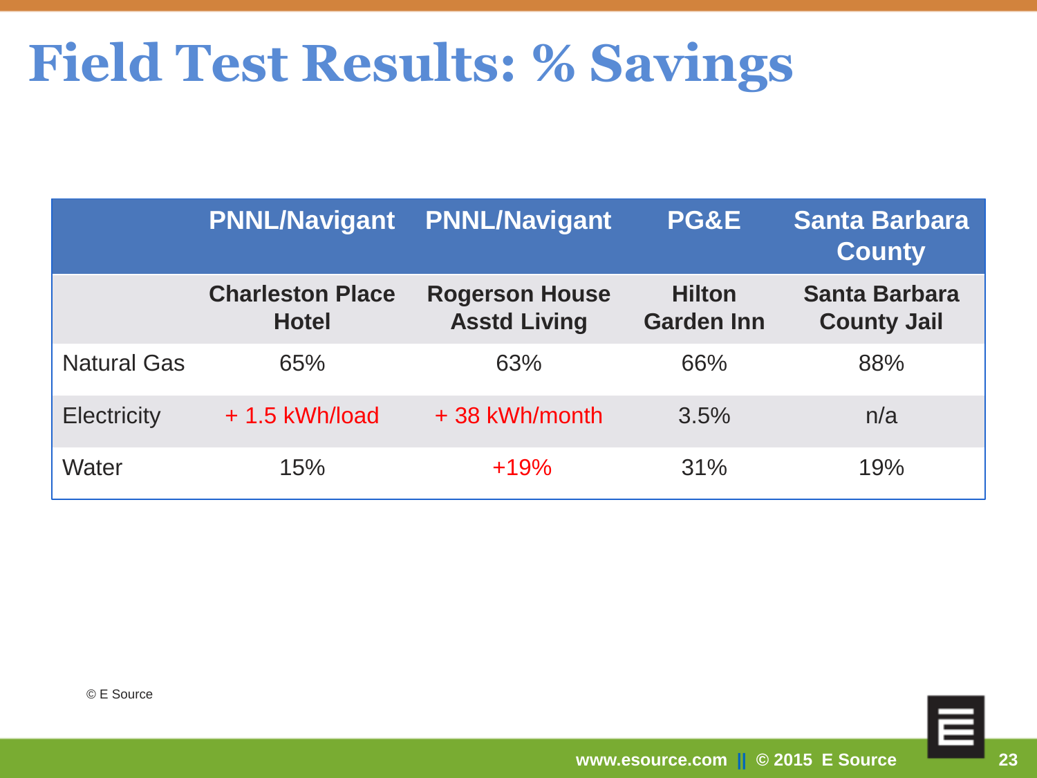# Field Test Results: % Savings

| | PNNL/Navigant | PNNL/Navigant | PG&E | Santa Barbara County |
|---|---|---|---|---|
| | **Charleston Place Hotel** | **Rogerson House Asstd Living** | **Hilton Garden Inn** | **Santa Barbara County Jail** |
| Natural Gas | 65% | 63% | 66% | 88% |
| Electricity | + 1.5 kWh/load | + 38 kWh/month | 3.5% | n/a |
| Water | 15% | +19% | 31% | 19% |

© E Source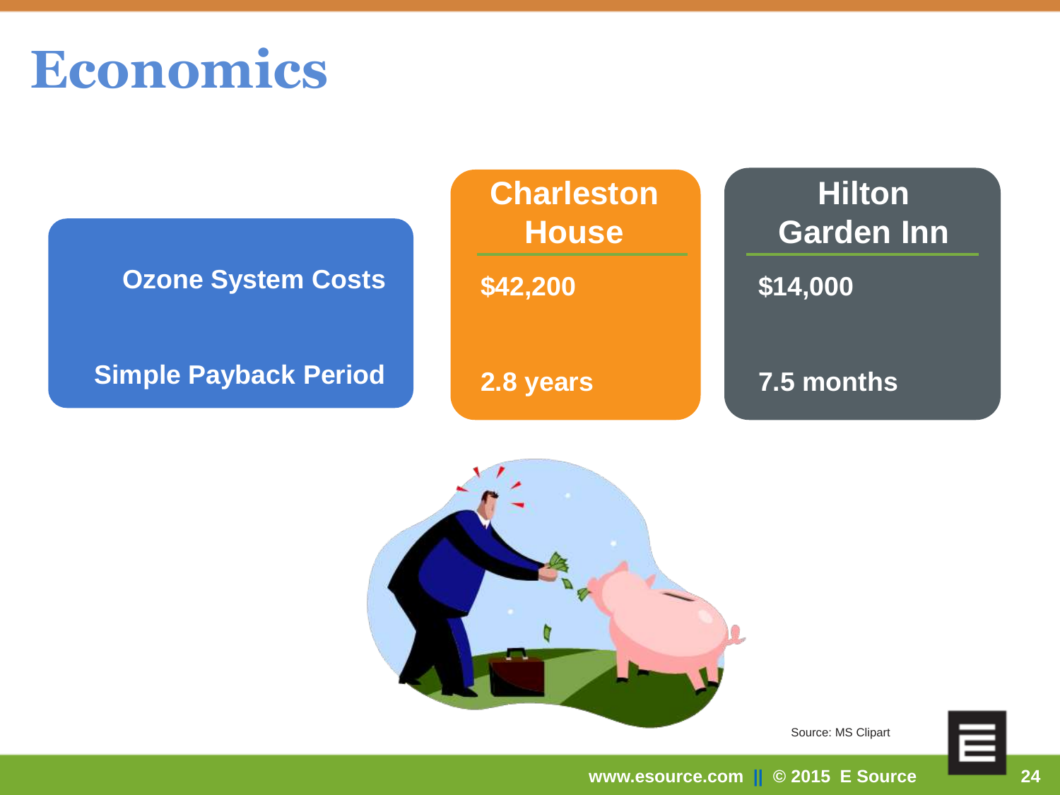# Economics

| | Charleston House | Hilton Garden Inn |
|---|---|---|
| Ozone System Costs | $42,200 | $14,000 |
| Simple Payback Period | 2.8 years | 7.5 months |

Source: MS Clipart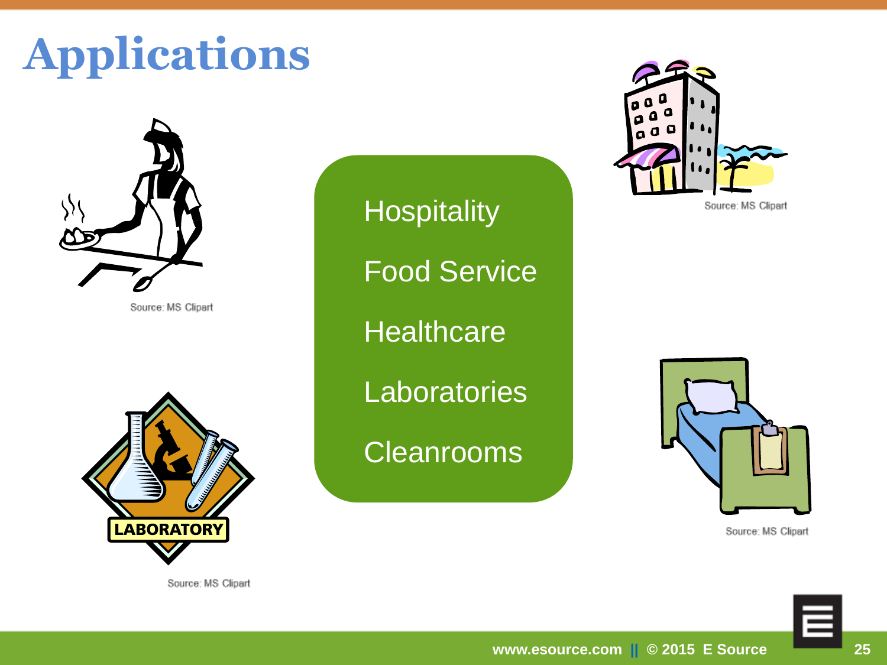# Applications

- Hospitality
- Food Service
- Healthcare
- Laboratories
- Cleanrooms

Source: MS Clipart

Source: MS Clipart

Source: MS Clipart

Source: MS Clipart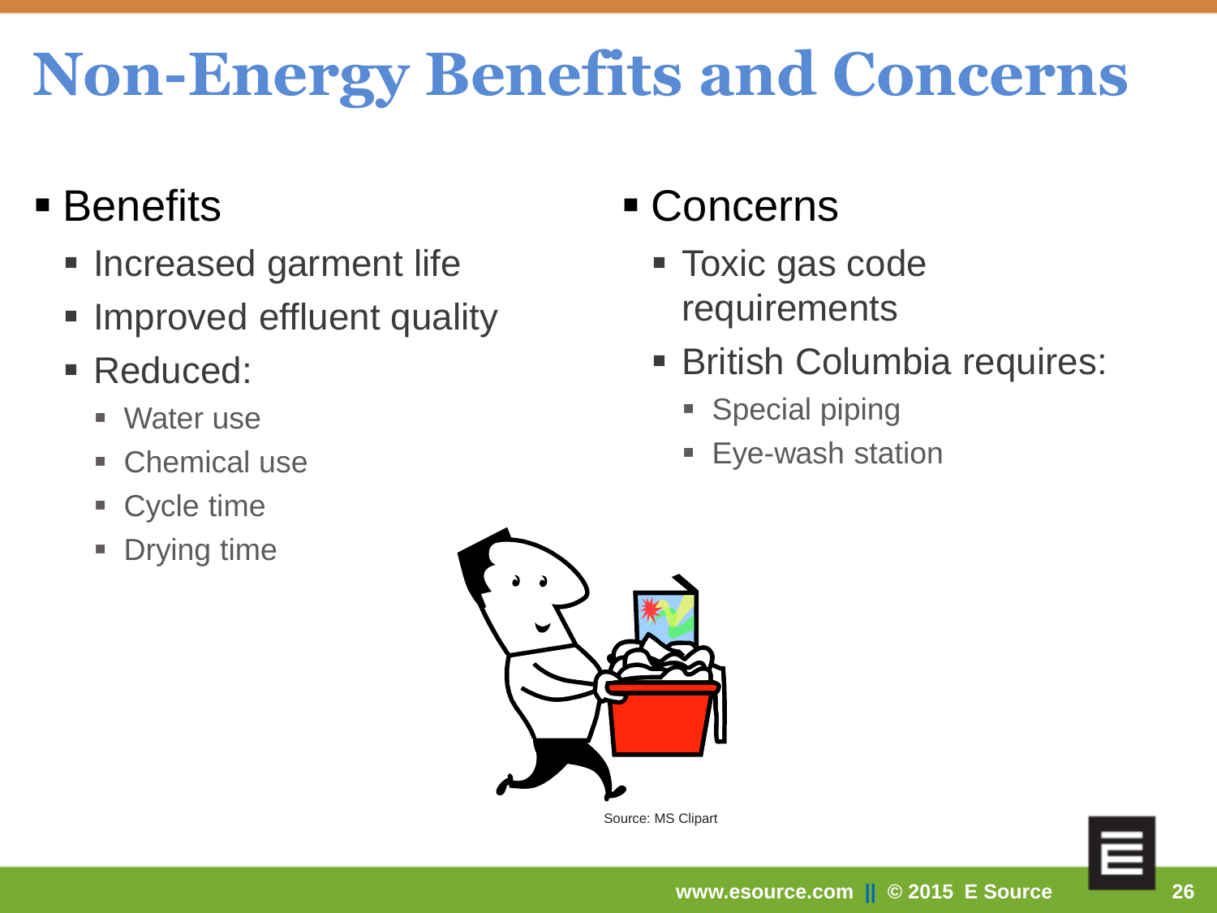# Non-Energy Benefits and Concerns

- Benefits
  - Increased garment life
  - Improved effluent quality
  - Reduced:
    - Water use
    - Chemical use
    - Cycle time
    - Drying time

- Concerns
  - Toxic gas code requirements
  - British Columbia requires:
    - Special piping
    - Eye-wash station

Source: MS Clipart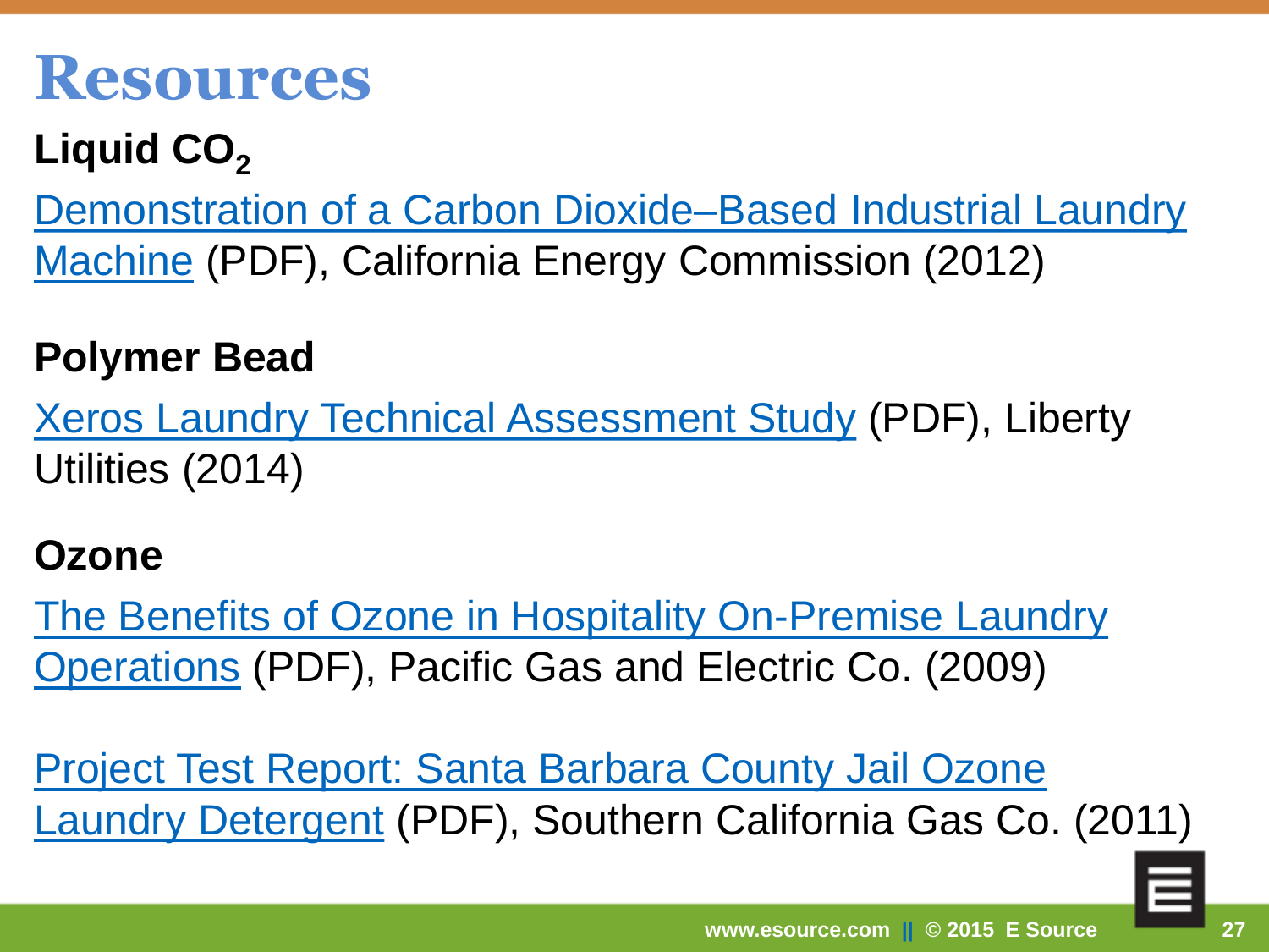# Resources

### Liquid $CO_2$

Demonstration of a Carbon Dioxide–Based Industrial Laundry Machine (PDF), California Energy Commission (2012)

### Polymer Bead

Xeros Laundry Technical Assessment Study (PDF), Liberty Utilities (2014)

### Ozone

The Benefits of Ozone in Hospitality On-Premise Laundry Operations (PDF), Pacific Gas and Electric Co. (2009)

Project Test Report: Santa Barbara County Jail Ozone Laundry Detergent (PDF), Southern California Gas Co. (2011)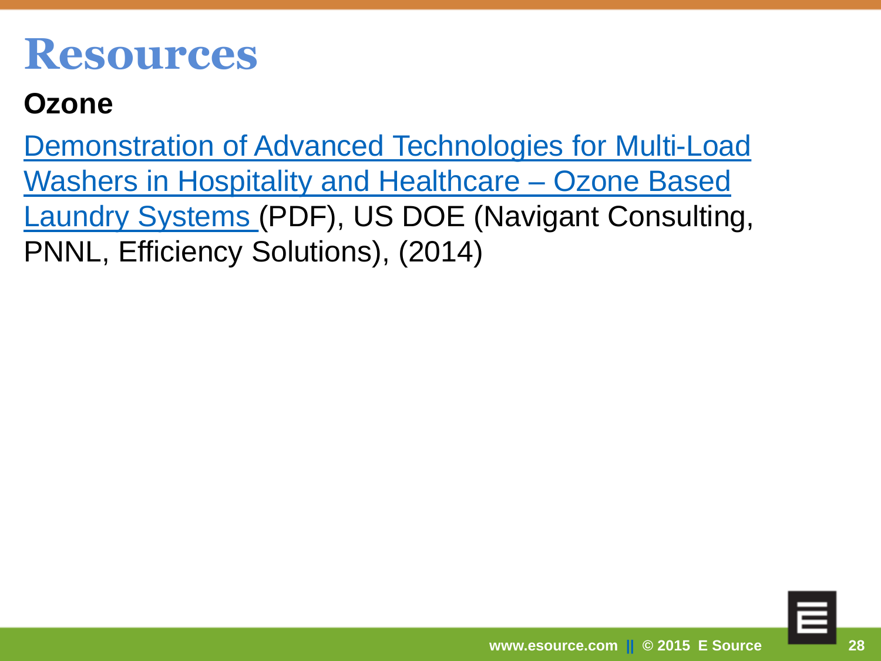# Resources

## Ozone

Demonstration of Advanced Technologies for Multi-Load Washers in Hospitality and Healthcare – Ozone Based Laundry Systems (PDF), US DOE (Navigant Consulting, PNNL, Efficiency Solutions), (2014)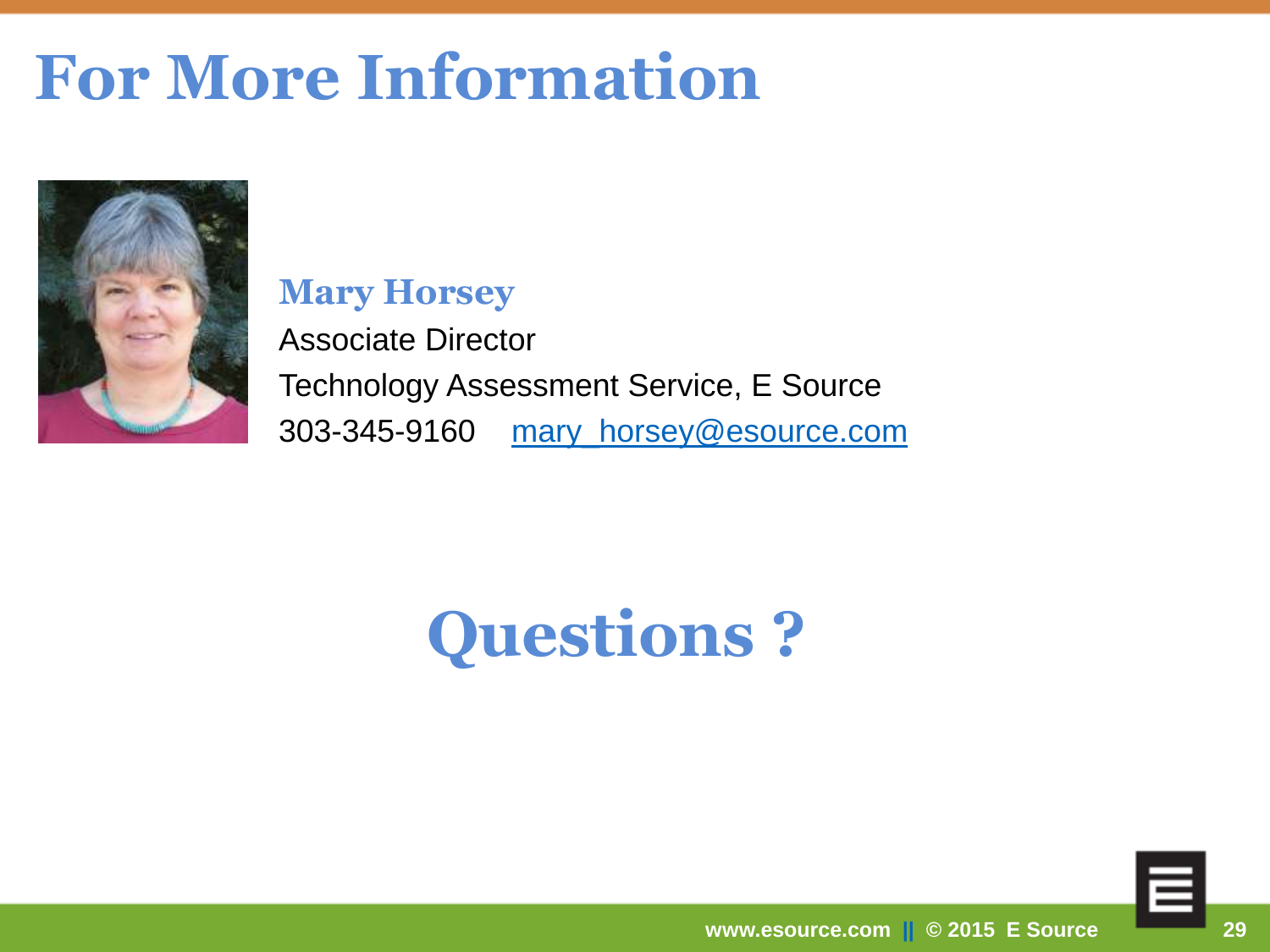# For More Information

**Mary Horsey**

Associate Director

Technology Assessment Service, E Source

303-345-9160    mary_horsey@esource.com

# Questions ?